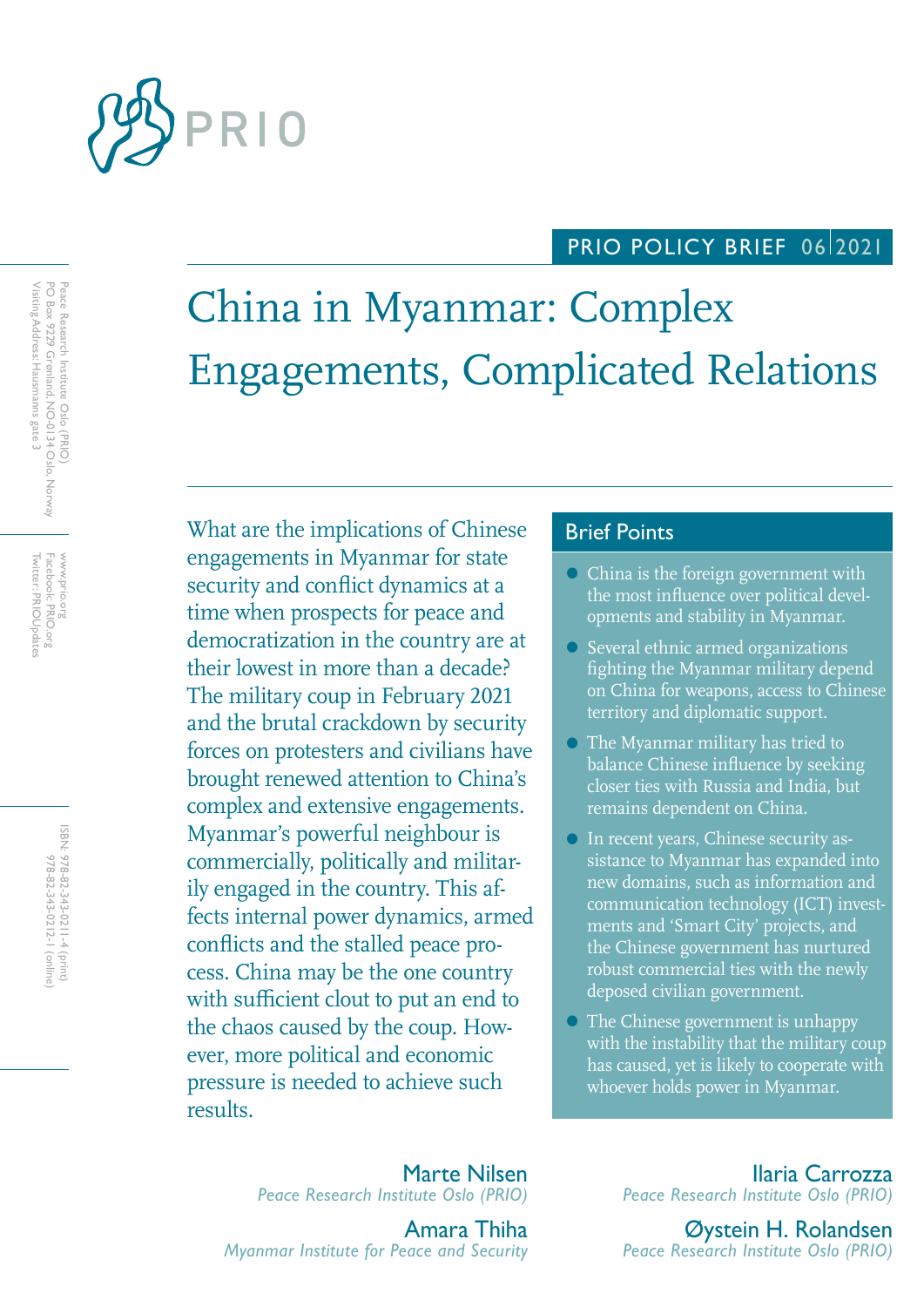PRIO POLICY BRIEF 06|2021

# China in Myanmar: Complex Engagements, Complicated Relations

What are the implications of Chinese engagements in Myanmar for state security and conflict dynamics at a time when prospects for peace and democratization in the country are at their lowest in more than a decade? The military coup in February 2021 and the brutal crackdown by security forces on protesters and civilians have brought renewed attention to China's complex and extensive engagements. Myanmar's powerful neighbour is commercially, politically and militarily engaged in the country. This affects internal power dynamics, armed conflicts and the stalled peace process. China may be the one country with sufficient clout to put an end to the chaos caused by the coup. However, more political and economic pressure is needed to achieve such results.

## Brief Points

- China is the foreign government with the most influence over political developments and stability in Myanmar.
- Several ethnic armed organizations fighting the Myanmar military depend on China for weapons, access to Chinese territory and diplomatic support.
- The Myanmar military has tried to balance Chinese influence by seeking closer ties with Russia and India, but remains dependent on China.
- In recent years, Chinese security assistance to Myanmar has expanded into new domains, such as information and communication technology (ICT) investments and 'Smart City' projects, and the Chinese government has nurtured robust commercial ties with the newly deposed civilian government.
- The Chinese government is unhappy with the instability that the military coup has caused, yet is likely to cooperate with whoever holds power in Myanmar.

**Marte Nilsen**
*Peace Research Institute Oslo (PRIO)*

**Amara Thiha**
*Myanmar Institute for Peace and Security*

**Ilaria Carrozza**
*Peace Research Institute Oslo (PRIO)*

**Øystein H. Rolandsen**
*Peace Research Institute Oslo (PRIO)*

Peace Research Institute Oslo (PRIO)
PO Box 9229 Grønland, NO-0134 Oslo, Norway
Visiting Address: Hausmanns gate 3

www.prio.org
Facebook: PRIO.org
Twitter: PRIOUpdates

ISBN: 978-82-343-0211-4 (print)
978-82-343-0212-1 (online)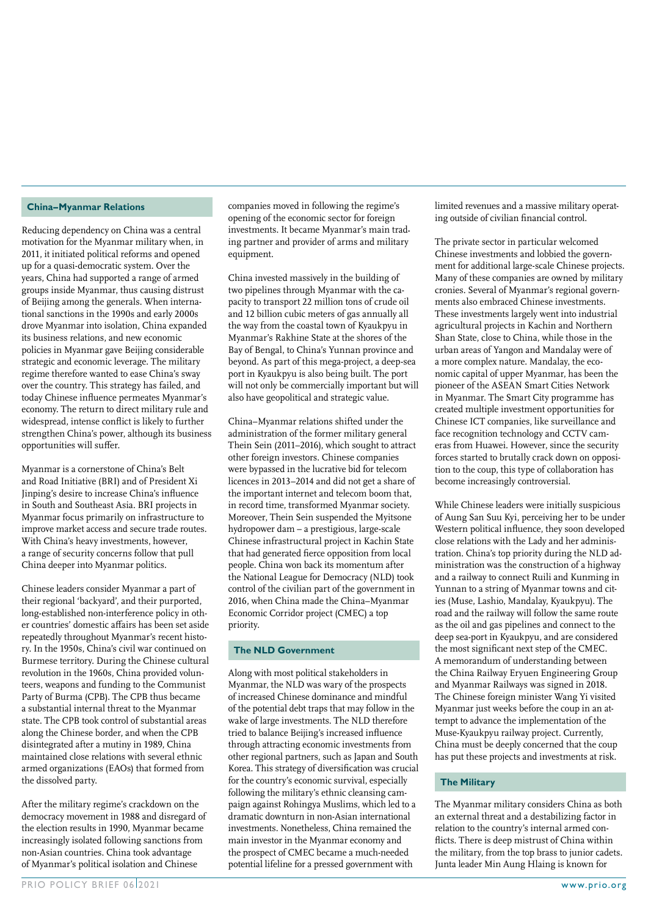## China–Myanmar Relations

Reducing dependency on China was a central motivation for the Myanmar military when, in 2011, it initiated political reforms and opened up for a quasi-democratic system. Over the years, China had supported a range of armed groups inside Myanmar, thus causing distrust of Beijing among the generals. When international sanctions in the 1990s and early 2000s drove Myanmar into isolation, China expanded its business relations, and new economic policies in Myanmar gave Beijing considerable strategic and economic leverage. The military regime therefore wanted to ease China's sway over the country. This strategy has failed, and today Chinese influence permeates Myanmar's economy. The return to direct military rule and widespread, intense conflict is likely to further strengthen China's power, although its business opportunities will suffer.

Myanmar is a cornerstone of China's Belt and Road Initiative (BRI) and of President Xi Jinping's desire to increase China's influence in South and Southeast Asia. BRI projects in Myanmar focus primarily on infrastructure to improve market access and secure trade routes. With China's heavy investments, however, a range of security concerns follow that pull China deeper into Myanmar politics.

Chinese leaders consider Myanmar a part of their regional 'backyard', and their purported, long-established non-interference policy in other countries' domestic affairs has been set aside repeatedly throughout Myanmar's recent history. In the 1950s, China's civil war continued on Burmese territory. During the Chinese cultural revolution in the 1960s, China provided volunteers, weapons and funding to the Communist Party of Burma (CPB). The CPB thus became a substantial internal threat to the Myanmar state. The CPB took control of substantial areas along the Chinese border, and when the CPB disintegrated after a mutiny in 1989, China maintained close relations with several ethnic armed organizations (EAOs) that formed from the dissolved party.

After the military regime's crackdown on the democracy movement in 1988 and disregard of the election results in 1990, Myanmar became increasingly isolated following sanctions from non-Asian countries. China took advantage of Myanmar's political isolation and Chinese companies moved in following the regime's opening of the economic sector for foreign investments. It became Myanmar's main trading partner and provider of arms and military equipment.

China invested massively in the building of two pipelines through Myanmar with the capacity to transport 22 million tons of crude oil and 12 billion cubic meters of gas annually all the way from the coastal town of Kyaukpyu in Myanmar's Rakhine State at the shores of the Bay of Bengal, to China's Yunnan province and beyond. As part of this mega-project, a deep-sea port in Kyaukpyu is also being built. The port will not only be commercially important but will also have geopolitical and strategic value.

China–Myanmar relations shifted under the administration of the former military general Thein Sein (2011–2016), which sought to attract other foreign investors. Chinese companies were bypassed in the lucrative bid for telecom licences in 2013–2014 and did not get a share of the important internet and telecom boom that, in record time, transformed Myanmar society. Moreover, Thein Sein suspended the Myitsone hydropower dam – a prestigious, large-scale Chinese infrastructural project in Kachin State that had generated fierce opposition from local people. China won back its momentum after the National League for Democracy (NLD) took control of the civilian part of the government in 2016, when China made the China–Myanmar Economic Corridor project (CMEC) a top priority.

## The NLD Government

Along with most political stakeholders in Myanmar, the NLD was wary of the prospects of increased Chinese dominance and mindful of the potential debt traps that may follow in the wake of large investments. The NLD therefore tried to balance Beijing's increased influence through attracting economic investments from other regional partners, such as Japan and South Korea. This strategy of diversification was crucial for the country's economic survival, especially following the military's ethnic cleansing campaign against Rohingya Muslims, which led to a dramatic downturn in non-Asian international investments. Nonetheless, China remained the main investor in the Myanmar economy and the prospect of CMEC became a much-needed potential lifeline for a pressed government with limited revenues and a massive military operating outside of civilian financial control.

The private sector in particular welcomed Chinese investments and lobbied the government for additional large-scale Chinese projects. Many of these companies are owned by military cronies. Several of Myanmar's regional governments also embraced Chinese investments. These investments largely went into industrial agricultural projects in Kachin and Northern Shan State, close to China, while those in the urban areas of Yangon and Mandalay were of a more complex nature. Mandalay, the economic capital of upper Myanmar, has been the pioneer of the ASEAN Smart Cities Network in Myanmar. The Smart City programme has created multiple investment opportunities for Chinese ICT companies, like surveillance and face recognition technology and CCTV cameras from Huawei. However, since the security forces started to brutally crack down on opposition to the coup, this type of collaboration has become increasingly controversial.

While Chinese leaders were initially suspicious of Aung San Suu Kyi, perceiving her to be under Western political influence, they soon developed close relations with the Lady and her administration. China's top priority during the NLD administration was the construction of a highway and a railway to connect Ruili and Kunming in Yunnan to a string of Myanmar towns and cities (Muse, Lashio, Mandalay, Kyaukpyu). The road and the railway will follow the same route as the oil and gas pipelines and connect to the deep sea-port in Kyaukpyu, and are considered the most significant next step of the CMEC. A memorandum of understanding between the China Railway Eryuen Engineering Group and Myanmar Railways was signed in 2018. The Chinese foreign minister Wang Yi visited Myanmar just weeks before the coup in an attempt to advance the implementation of the Muse-Kyaukpyu railway project. Currently, China must be deeply concerned that the coup has put these projects and investments at risk.

## The Military

The Myanmar military considers China as both an external threat and a destabilizing factor in relation to the country's internal armed conflicts. There is deep mistrust of China within the military, from the top brass to junior cadets. Junta leader Min Aung Hlaing is known for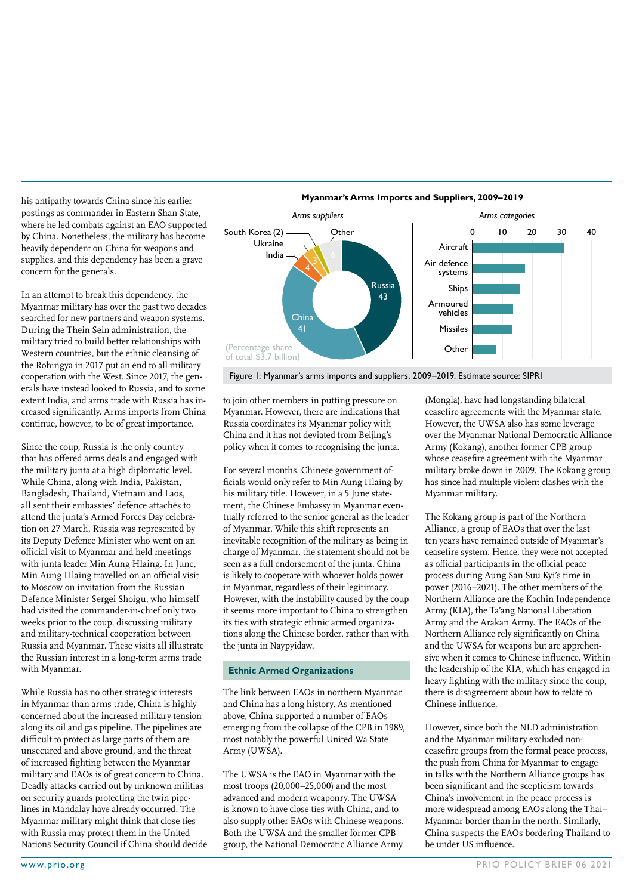his antipathy towards China since his earlier postings as commander in Eastern Shan State, where he led combats against an EAO supported by China. Nonetheless, the military has become heavily dependent on China for weapons and supplies, and this dependency has been a grave concern for the generals.

In an attempt to break this dependency, the Myanmar military has over the past two decades searched for new partners and weapon systems. During the Thein Sein administration, the military tried to build better relationships with Western countries, but the ethnic cleansing of the Rohingya in 2017 put an end to all military cooperation with the West. Since 2017, the generals have instead looked to Russia, and to some extent India, and arms trade with Russia has increased significantly. Arms imports from China continue, however, to be of great importance.

Since the coup, Russia is the only country that has offered arms deals and engaged with the military junta at a high diplomatic level. While China, along with India, Pakistan, Bangladesh, Thailand, Vietnam and Laos, all sent their embassies' defence attachés to attend the junta's Armed Forces Day celebration on 27 March, Russia was represented by its Deputy Defence Minister who went on an official visit to Myanmar and held meetings with junta leader Min Aung Hlaing. In June, Min Aung Hlaing travelled on an official visit to Moscow on invitation from the Russian Defence Minister Sergei Shoigu, who himself had visited the commander-in-chief only two weeks prior to the coup, discussing military and military-technical cooperation between Russia and Myanmar. These visits all illustrate the Russian interest in a long-term arms trade with Myanmar.

While Russia has no other strategic interests in Myanmar than arms trade, China is highly concerned about the increased military tension along its oil and gas pipeline. The pipelines are difficult to protect as large parts of them are unsecured and above ground, and the threat of increased fighting between the Myanmar military and EAOs is of great concern to China. Deadly attacks carried out by unknown militias on security guards protecting the twin pipelines in Mandalay have already occurred. The Myanmar military might think that close ties with Russia may protect them in the United Nations Security Council if China should decide to join other members in putting pressure on Myanmar. However, there are indications that Russia coordinates its Myanmar policy with China and it has not deviated from Beijing's policy when it comes to recognising the junta.

**Myanmar's Arms Imports and Suppliers, 2009–2019**

*Arms suppliers* (Percentage share of total $3.7 billion)

| Supplier | Share (%) |
|---|---|
| Russia | 43 |
| China | 41 |
| India | 4 |
| Ukraine | 3 |
| South Korea | 2 |
| Other | 6 |

*Arms categories*: Aircraft, Air defence systems, Ships, Armoured vehicles, Missiles, Other (scale 0–40)

Figure 1: Myanmar's arms imports and suppliers, 2009–2019. Estimate source: SIPRI

For several months, Chinese government officials would only refer to Min Aung Hlaing by his military title. However, in a 5 June statement, the Chinese Embassy in Myanmar eventually referred to the senior general as the leader of Myanmar. While this shift represents an inevitable recognition of the military as being in charge of Myanmar, the statement should not be seen as a full endorsement of the junta. China is likely to cooperate with whoever holds power in Myanmar, regardless of their legitimacy. However, with the instability caused by the coup it seems more important to China to strengthen its ties with strategic ethnic armed organizations along the Chinese border, rather than with the junta in Naypyidaw.

## Ethnic Armed Organizations

The link between EAOs in northern Myanmar and China has a long history. As mentioned above, China supported a number of EAOs emerging from the collapse of the CPB in 1989, most notably the powerful United Wa State Army (UWSA).

The UWSA is the EAO in Myanmar with the most troops (20,000–25,000) and the most advanced and modern weaponry. The UWSA is known to have close ties with China, and to also supply other EAOs with Chinese weapons. Both the UWSA and the smaller former CPB group, the National Democratic Alliance Army (Mongla), have had longstanding bilateral ceasefire agreements with the Myanmar state. However, the UWSA also has some leverage over the Myanmar National Democratic Alliance Army (Kokang), another former CPB group whose ceasefire agreement with the Myanmar military broke down in 2009. The Kokang group has since had multiple violent clashes with the Myanmar military.

The Kokang group is part of the Northern Alliance, a group of EAOs that over the last ten years have remained outside of Myanmar's ceasefire system. Hence, they were not accepted as official participants in the official peace process during Aung San Suu Kyi's time in power (2016–2021). The other members of the Northern Alliance are the Kachin Independence Army (KIA), the Ta'ang National Liberation Army and the Arakan Army. The EAOs of the Northern Alliance rely significantly on China and the UWSA for weapons but are apprehensive when it comes to Chinese influence. Within the leadership of the KIA, which has engaged in heavy fighting with the military since the coup, there is disagreement about how to relate to Chinese influence.

However, since both the NLD administration and the Myanmar military excluded non-ceasefire groups from the formal peace process, the push from China for Myanmar to engage in talks with the Northern Alliance groups has been significant and the scepticism towards China's involvement in the peace process is more widespread among EAOs along the Thai–Myanmar border than in the north. Similarly, China suspects the EAOs bordering Thailand to be under US influence.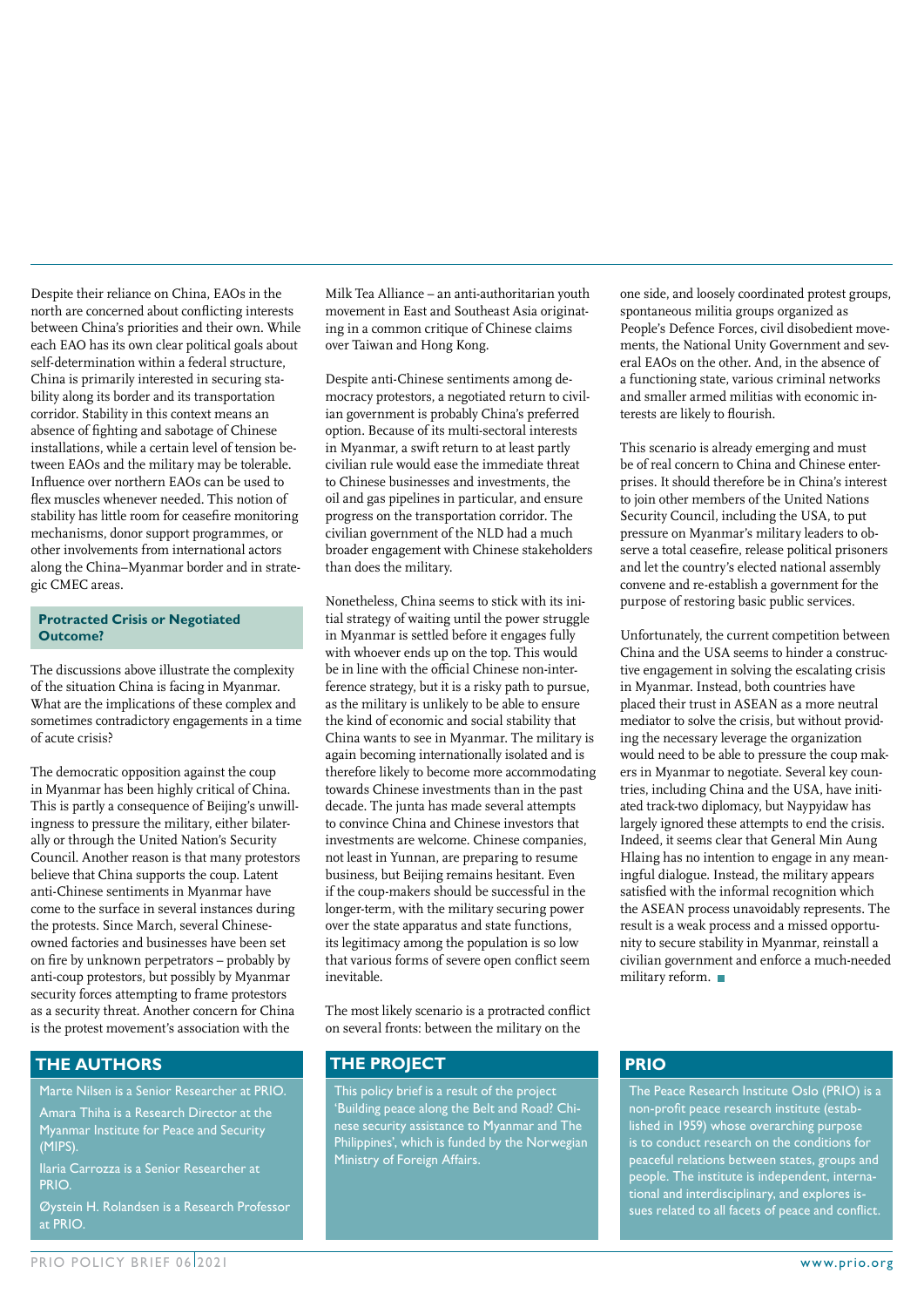Despite their reliance on China, EAOs in the north are concerned about conflicting interests between China's priorities and their own. While each EAO has its own clear political goals about self-determination within a federal structure, China is primarily interested in securing stability along its border and its transportation corridor. Stability in this context means an absence of fighting and sabotage of Chinese installations, while a certain level of tension between EAOs and the military may be tolerable. Influence over northern EAOs can be used to flex muscles whenever needed. This notion of stability has little room for ceasefire monitoring mechanisms, donor support programmes, or other involvements from international actors along the China–Myanmar border and in strategic CMEC areas.

## Protracted Crisis or Negotiated Outcome?

The discussions above illustrate the complexity of the situation China is facing in Myanmar. What are the implications of these complex and sometimes contradictory engagements in a time of acute crisis?

The democratic opposition against the coup in Myanmar has been highly critical of China. This is partly a consequence of Beijing's unwillingness to pressure the military, either bilaterally or through the United Nation's Security Council. Another reason is that many protestors believe that China supports the coup. Latent anti-Chinese sentiments in Myanmar have come to the surface in several instances during the protests. Since March, several Chinese-owned factories and businesses have been set on fire by unknown perpetrators – probably by anti-coup protestors, but possibly by Myanmar security forces attempting to frame protestors as a security threat. Another concern for China is the protest movement's association with the Milk Tea Alliance – an anti-authoritarian youth movement in East and Southeast Asia originating in a common critique of Chinese claims over Taiwan and Hong Kong.

Despite anti-Chinese sentiments among democracy protestors, a negotiated return to civilian government is probably China's preferred option. Because of its multi-sectoral interests in Myanmar, a swift return to at least partly civilian rule would ease the immediate threat to Chinese businesses and investments, the oil and gas pipelines in particular, and ensure progress on the transportation corridor. The civilian government of the NLD had a much broader engagement with Chinese stakeholders than does the military.

Nonetheless, China seems to stick with its initial strategy of waiting until the power struggle in Myanmar is settled before it engages fully with whoever ends up on the top. This would be in line with the official Chinese non-interference strategy, but it is a risky path to pursue, as the military is unlikely to be able to ensure the kind of economic and social stability that China wants to see in Myanmar. The military is again becoming internationally isolated and is therefore likely to become more accommodating towards Chinese investments than in the past decade. The junta has made several attempts to convince China and Chinese investors that investments are welcome. Chinese companies, not least in Yunnan, are preparing to resume business, but Beijing remains hesitant. Even if the coup-makers should be successful in the longer-term, with the military securing power over the state apparatus and state functions, its legitimacy among the population is so low that various forms of severe open conflict seem inevitable.

The most likely scenario is a protracted conflict on several fronts: between the military on the one side, and loosely coordinated protest groups, spontaneous militia groups organized as People's Defence Forces, civil disobedient movements, the National Unity Government and several EAOs on the other. And, in the absence of a functioning state, various criminal networks and smaller armed militias with economic interests are likely to flourish.

This scenario is already emerging and must be of real concern to China and Chinese enterprises. It should therefore be in China's interest to join other members of the United Nations Security Council, including the USA, to put pressure on Myanmar's military leaders to observe a total ceasefire, release political prisoners and let the country's elected national assembly convene and re-establish a government for the purpose of restoring basic public services.

Unfortunately, the current competition between China and the USA seems to hinder a constructive engagement in solving the escalating crisis in Myanmar. Instead, both countries have placed their trust in ASEAN as a more neutral mediator to solve the crisis, but without providing the necessary leverage the organization would need to be able to pressure the coup makers in Myanmar to negotiate. Several key countries, including China and the USA, have initiated track-two diplomacy, but Naypyidaw has largely ignored these attempts to end the crisis. Indeed, it seems clear that General Min Aung Hlaing has no intention to engage in any meaningful dialogue. Instead, the military appears satisfied with the informal recognition which the ASEAN process unavoidably represents. The result is a weak process and a missed opportunity to secure stability in Myanmar, reinstall a civilian government and enforce a much-needed military reform. ■

## THE AUTHORS

Marte Nilsen is a Senior Researcher at PRIO.

Amara Thiha is a Research Director at the Myanmar Institute for Peace and Security (MIPS).

Ilaria Carrozza is a Senior Researcher at PRIO.

Øystein H. Rolandsen is a Research Professor at PRIO.

## THE PROJECT

This policy brief is a result of the project 'Building peace along the Belt and Road? Chinese security assistance to Myanmar and The Philippines', which is funded by the Norwegian Ministry of Foreign Affairs.

## PRIO

The Peace Research Institute Oslo (PRIO) is a non-profit peace research institute (established in 1959) whose overarching purpose is to conduct research on the conditions for peaceful relations between states, groups and people. The institute is independent, international and interdisciplinary, and explores issues related to all facets of peace and conflict.